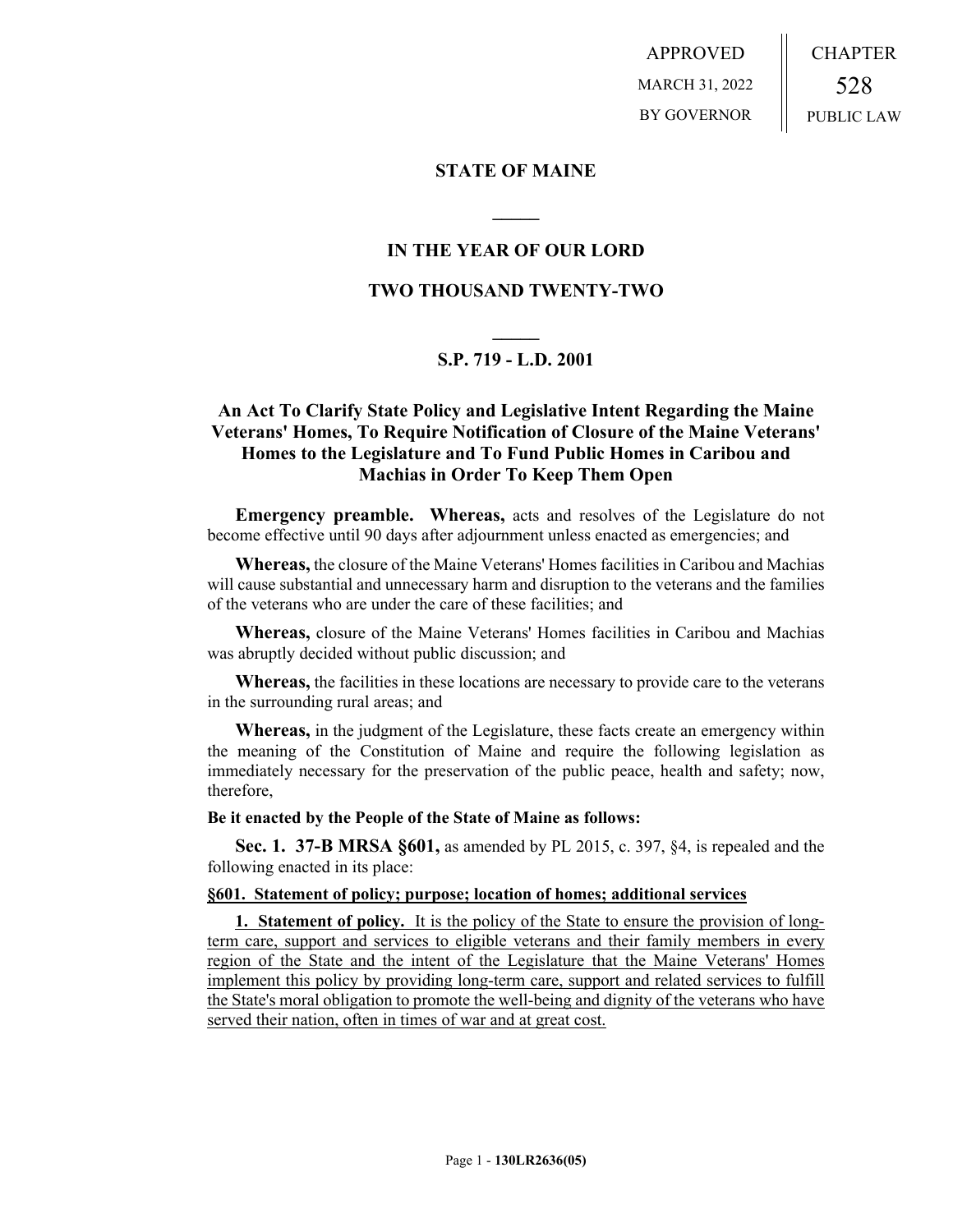APPROVED
MARCH 31, 2022
BY GOVERNOR

CHAPTER
528
PUBLIC LAW

# STATE OF MAINE

## IN THE YEAR OF OUR LORD

## TWO THOUSAND TWENTY-TWO

## S.P. 719 - L.D. 2001

## An Act To Clarify State Policy and Legislative Intent Regarding the Maine Veterans' Homes, To Require Notification of Closure of the Maine Veterans' Homes to the Legislature and To Fund Public Homes in Caribou and Machias in Order To Keep Them Open

**Emergency preamble. Whereas,** acts and resolves of the Legislature do not become effective until 90 days after adjournment unless enacted as emergencies; and

**Whereas,** the closure of the Maine Veterans' Homes facilities in Caribou and Machias will cause substantial and unnecessary harm and disruption to the veterans and the families of the veterans who are under the care of these facilities; and

**Whereas,** closure of the Maine Veterans' Homes facilities in Caribou and Machias was abruptly decided without public discussion; and

**Whereas,** the facilities in these locations are necessary to provide care to the veterans in the surrounding rural areas; and

**Whereas,** in the judgment of the Legislature, these facts create an emergency within the meaning of the Constitution of Maine and require the following legislation as immediately necessary for the preservation of the public peace, health and safety; now, therefore,

**Be it enacted by the People of the State of Maine as follows:**

**Sec. 1. 37-B MRSA §601,** as amended by PL 2015, c. 397, §4, is repealed and the following enacted in its place:

**§601. Statement of policy; purpose; location of homes; additional services**

**1. Statement of policy.** It is the policy of the State to ensure the provision of long-term care, support and services to eligible veterans and their family members in every region of the State and the intent of the Legislature that the Maine Veterans' Homes implement this policy by providing long-term care, support and related services to fulfill the State's moral obligation to promote the well-being and dignity of the veterans who have served their nation, often in times of war and at great cost.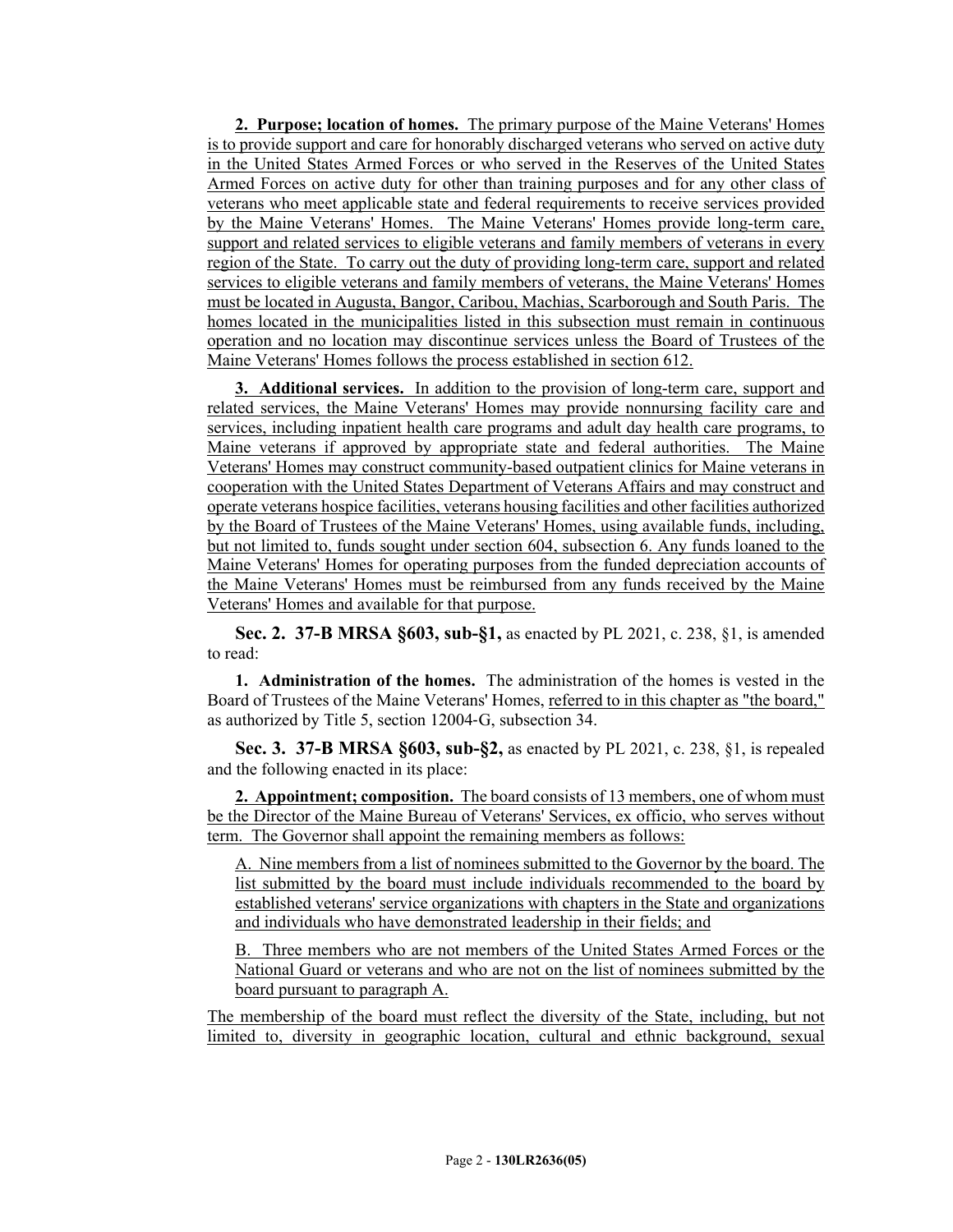**2. Purpose; location of homes.** The primary purpose of the Maine Veterans' Homes is to provide support and care for honorably discharged veterans who served on active duty in the United States Armed Forces or who served in the Reserves of the United States Armed Forces on active duty for other than training purposes and for any other class of veterans who meet applicable state and federal requirements to receive services provided by the Maine Veterans' Homes. The Maine Veterans' Homes provide long-term care, support and related services to eligible veterans and family members of veterans in every region of the State. To carry out the duty of providing long-term care, support and related services to eligible veterans and family members of veterans, the Maine Veterans' Homes must be located in Augusta, Bangor, Caribou, Machias, Scarborough and South Paris. The homes located in the municipalities listed in this subsection must remain in continuous operation and no location may discontinue services unless the Board of Trustees of the Maine Veterans' Homes follows the process established in section 612.

**3. Additional services.** In addition to the provision of long-term care, support and related services, the Maine Veterans' Homes may provide nonnursing facility care and services, including inpatient health care programs and adult day health care programs, to Maine veterans if approved by appropriate state and federal authorities. The Maine Veterans' Homes may construct community-based outpatient clinics for Maine veterans in cooperation with the United States Department of Veterans Affairs and may construct and operate veterans hospice facilities, veterans housing facilities and other facilities authorized by the Board of Trustees of the Maine Veterans' Homes, using available funds, including, but not limited to, funds sought under section 604, subsection 6. Any funds loaned to the Maine Veterans' Homes for operating purposes from the funded depreciation accounts of the Maine Veterans' Homes must be reimbursed from any funds received by the Maine Veterans' Homes and available for that purpose.

**Sec. 2. 37-B MRSA §603, sub-§1,** as enacted by PL 2021, c. 238, §1, is amended to read:

**1. Administration of the homes.** The administration of the homes is vested in the Board of Trustees of the Maine Veterans' Homes, referred to in this chapter as "the board," as authorized by Title 5, section 12004-G, subsection 34.

**Sec. 3. 37-B MRSA §603, sub-§2,** as enacted by PL 2021, c. 238, §1, is repealed and the following enacted in its place:

**2. Appointment; composition.** The board consists of 13 members, one of whom must be the Director of the Maine Bureau of Veterans' Services, ex officio, who serves without term. The Governor shall appoint the remaining members as follows:

A. Nine members from a list of nominees submitted to the Governor by the board. The list submitted by the board must include individuals recommended to the board by established veterans' service organizations with chapters in the State and organizations and individuals who have demonstrated leadership in their fields; and

B. Three members who are not members of the United States Armed Forces or the National Guard or veterans and who are not on the list of nominees submitted by the board pursuant to paragraph A.

The membership of the board must reflect the diversity of the State, including, but not limited to, diversity in geographic location, cultural and ethnic background, sexual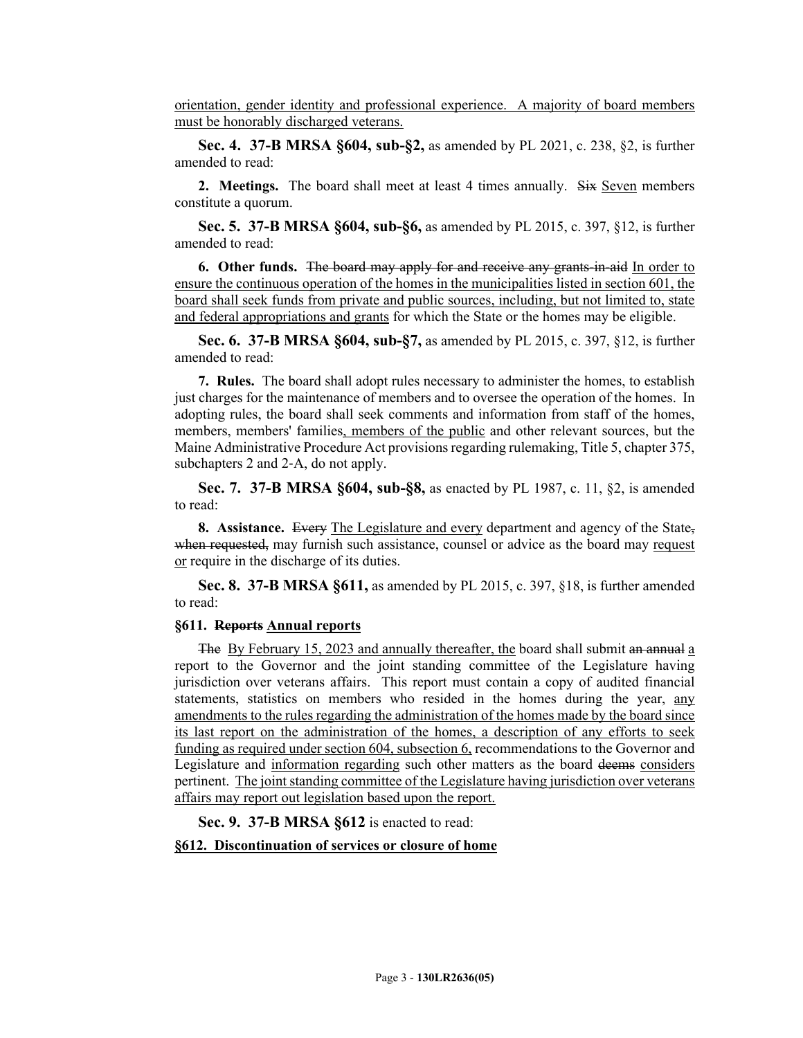orientation, gender identity and professional experience. A majority of board members must be honorably discharged veterans.

**Sec. 4. 37-B MRSA §604, sub-§2,** as amended by PL 2021, c. 238, §2, is further amended to read:

**2. Meetings.** The board shall meet at least 4 times annually. ~~Six~~ Seven members constitute a quorum.

**Sec. 5. 37-B MRSA §604, sub-§6,** as amended by PL 2015, c. 397, §12, is further amended to read:

**6. Other funds.** ~~The board may apply for and receive any grants-in-aid~~ In order to ensure the continuous operation of the homes in the municipalities listed in section 601, the board shall seek funds from private and public sources, including, but not limited to, state and federal appropriations and grants for which the State or the homes may be eligible.

**Sec. 6. 37-B MRSA §604, sub-§7,** as amended by PL 2015, c. 397, §12, is further amended to read:

**7. Rules.** The board shall adopt rules necessary to administer the homes, to establish just charges for the maintenance of members and to oversee the operation of the homes. In adopting rules, the board shall seek comments and information from staff of the homes, members, members' families, members of the public and other relevant sources, but the Maine Administrative Procedure Act provisions regarding rulemaking, Title 5, chapter 375, subchapters 2 and 2-A, do not apply.

**Sec. 7. 37-B MRSA §604, sub-§8,** as enacted by PL 1987, c. 11, §2, is amended to read:

**8. Assistance.** ~~Every~~ The Legislature and every department and agency of the State~~, when requested,~~ may furnish such assistance, counsel or advice as the board may request or require in the discharge of its duties.

**Sec. 8. 37-B MRSA §611,** as amended by PL 2015, c. 397, §18, is further amended to read:

**§611. ~~Reports~~ Annual reports**

~~The~~ By February 15, 2023 and annually thereafter, the board shall submit ~~an annual~~ a report to the Governor and the joint standing committee of the Legislature having jurisdiction over veterans affairs. This report must contain a copy of audited financial statements, statistics on members who resided in the homes during the year, any amendments to the rules regarding the administration of the homes made by the board since its last report on the administration of the homes, a description of any efforts to seek funding as required under section 604, subsection 6, recommendations to the Governor and Legislature and information regarding such other matters as the board ~~deems~~ considers pertinent. The joint standing committee of the Legislature having jurisdiction over veterans affairs may report out legislation based upon the report.

**Sec. 9. 37-B MRSA §612** is enacted to read:

**§612. Discontinuation of services or closure of home**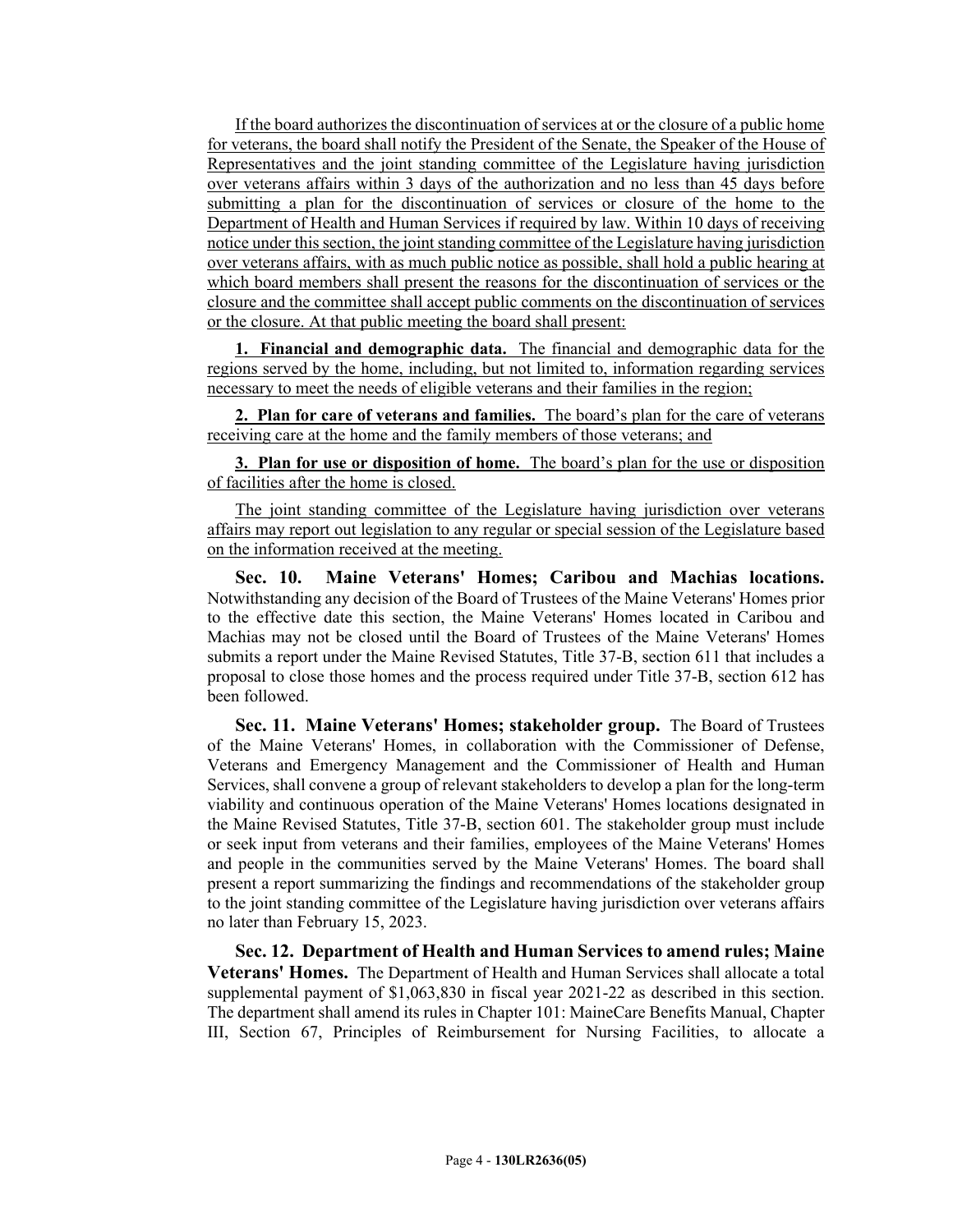If the board authorizes the discontinuation of services at or the closure of a public home for veterans, the board shall notify the President of the Senate, the Speaker of the House of Representatives and the joint standing committee of the Legislature having jurisdiction over veterans affairs within 3 days of the authorization and no less than 45 days before submitting a plan for the discontinuation of services or closure of the home to the Department of Health and Human Services if required by law. Within 10 days of receiving notice under this section, the joint standing committee of the Legislature having jurisdiction over veterans affairs, with as much public notice as possible, shall hold a public hearing at which board members shall present the reasons for the discontinuation of services or the closure and the committee shall accept public comments on the discontinuation of services or the closure. At that public meeting the board shall present:

**1. Financial and demographic data.** The financial and demographic data for the regions served by the home, including, but not limited to, information regarding services necessary to meet the needs of eligible veterans and their families in the region;

**2. Plan for care of veterans and families.** The board's plan for the care of veterans receiving care at the home and the family members of those veterans; and

**3. Plan for use or disposition of home.** The board's plan for the use or disposition of facilities after the home is closed.

The joint standing committee of the Legislature having jurisdiction over veterans affairs may report out legislation to any regular or special session of the Legislature based on the information received at the meeting.

**Sec. 10. Maine Veterans' Homes; Caribou and Machias locations.** Notwithstanding any decision of the Board of Trustees of the Maine Veterans' Homes prior to the effective date this section, the Maine Veterans' Homes located in Caribou and Machias may not be closed until the Board of Trustees of the Maine Veterans' Homes submits a report under the Maine Revised Statutes, Title 37-B, section 611 that includes a proposal to close those homes and the process required under Title 37-B, section 612 has been followed.

**Sec. 11. Maine Veterans' Homes; stakeholder group.** The Board of Trustees of the Maine Veterans' Homes, in collaboration with the Commissioner of Defense, Veterans and Emergency Management and the Commissioner of Health and Human Services, shall convene a group of relevant stakeholders to develop a plan for the long-term viability and continuous operation of the Maine Veterans' Homes locations designated in the Maine Revised Statutes, Title 37-B, section 601. The stakeholder group must include or seek input from veterans and their families, employees of the Maine Veterans' Homes and people in the communities served by the Maine Veterans' Homes. The board shall present a report summarizing the findings and recommendations of the stakeholder group to the joint standing committee of the Legislature having jurisdiction over veterans affairs no later than February 15, 2023.

**Sec. 12. Department of Health and Human Services to amend rules; Maine Veterans' Homes.** The Department of Health and Human Services shall allocate a total supplemental payment of $1,063,830 in fiscal year 2021-22 as described in this section. The department shall amend its rules in Chapter 101: MaineCare Benefits Manual, Chapter III, Section 67, Principles of Reimbursement for Nursing Facilities, to allocate a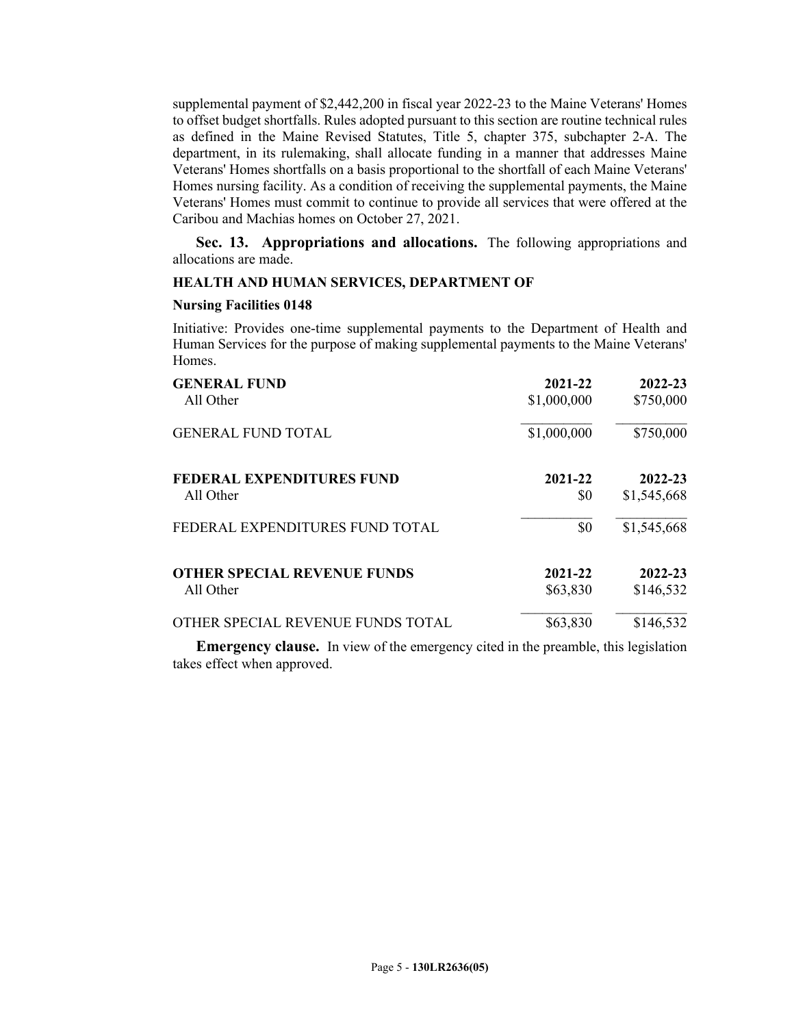supplemental payment of $2,442,200 in fiscal year 2022-23 to the Maine Veterans' Homes to offset budget shortfalls. Rules adopted pursuant to this section are routine technical rules as defined in the Maine Revised Statutes, Title 5, chapter 375, subchapter 2-A. The department, in its rulemaking, shall allocate funding in a manner that addresses Maine Veterans' Homes shortfalls on a basis proportional to the shortfall of each Maine Veterans' Homes nursing facility. As a condition of receiving the supplemental payments, the Maine Veterans' Homes must commit to continue to provide all services that were offered at the Caribou and Machias homes on October 27, 2021.

**Sec. 13. Appropriations and allocations.** The following appropriations and allocations are made.

**HEALTH AND HUMAN SERVICES, DEPARTMENT OF**

**Nursing Facilities 0148**

Initiative: Provides one-time supplemental payments to the Department of Health and Human Services for the purpose of making supplemental payments to the Maine Veterans' Homes.

| **GENERAL FUND** | **2021-22** | **2022-23** |
|---|---|---|
| All Other | $1,000,000 | $750,000 |
| GENERAL FUND TOTAL | $1,000,000 | $750,000 |

| **FEDERAL EXPENDITURES FUND** | **2021-22** | **2022-23** |
|---|---|---|
| All Other | $0 | $1,545,668 |
| FEDERAL EXPENDITURES FUND TOTAL | $0 | $1,545,668 |

| **OTHER SPECIAL REVENUE FUNDS** | **2021-22** | **2022-23** |
|---|---|---|
| All Other | $63,830 | $146,532 |
| OTHER SPECIAL REVENUE FUNDS TOTAL | $63,830 | $146,532 |

**Emergency clause.** In view of the emergency cited in the preamble, this legislation takes effect when approved.